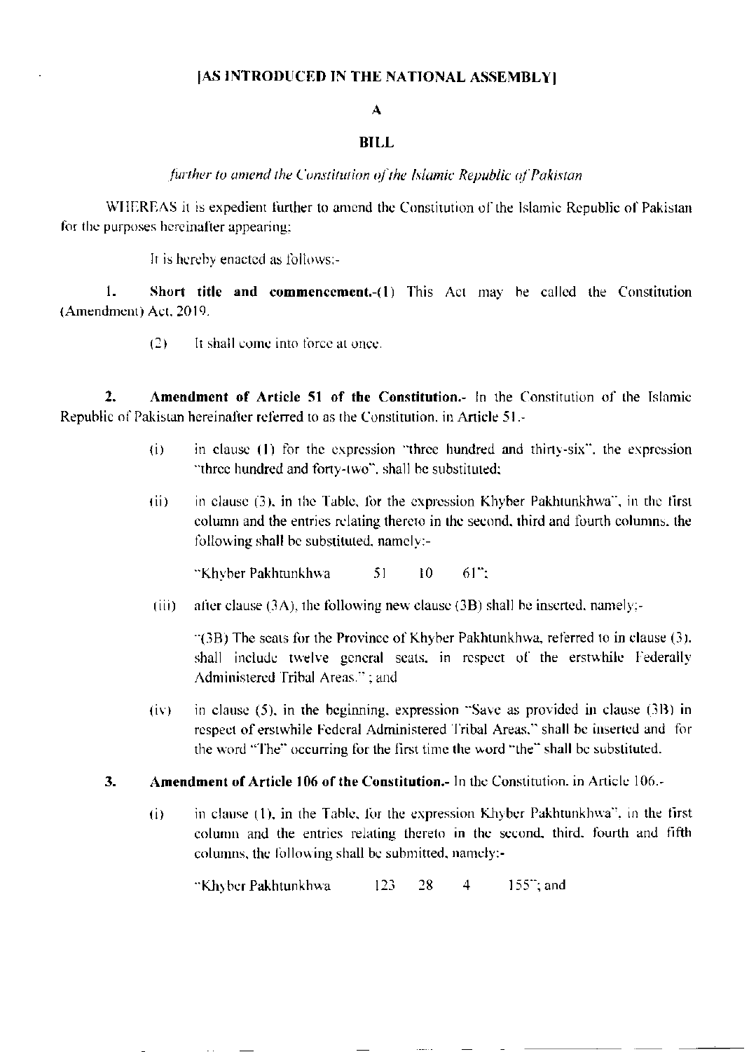**[AS INTRODUCED IN THE NATIONAL ASSEMBLY]**

**A**

**BILL**

*further to amend the Constitution of the Islamic Republic of Pakistan*

WHEREAS it is expedient further to amend the Constitution of the Islamic Republic of Pakistan for the purposes hereinafter appearing;

It is hereby enacted as follows:-

1. **Short title and commencement.**-(1) This Act may be called the Constitution (Amendment) Act, 2019.

   (2) It shall come into force at once.

2. **Amendment of Article 51 of the Constitution.**- In the Constitution of the Islamic Republic of Pakistan hereinafter referred to as the Constitution, in Article 51,-

   (i) in clause (1) for the expression "three hundred and thirty-six", the expression "three hundred and forty-two", shall be substituted;

   (ii) in clause (3), in the Table, for the expression Khyber Pakhtunkhwa", in the first column and the entries relating thereto in the second, third and fourth columns, the following shall be substituted, namely:-

   "Khyber Pakhtunkhwa 51 10 61";

   (iii) after clause (3A), the following new clause (3B) shall be inserted, namely;-

   "(3B) The seats for the Province of Khyber Pakhtunkhwa, referred to in clause (3), shall include twelve general seats, in respect of the erstwhile Federally Administered Tribal Areas." ; and

   (iv) in clause (5), in the beginning, expression "Save as provided in clause (3B) in respect of erstwhile Federal Administered Tribal Areas," shall be inserted and for the word "The" occurring for the first time the word "the" shall be substituted.

3. **Amendment of Article 106 of the Constitution.**- In the Constitution, in Article 106,-

   (i) in clause (1), in the Table, for the expression Khyber Pakhtunkhwa", in the first column and the entries relating thereto in the second, third, fourth and fifth columns, the following shall be submitted, namely:-

   "Khyber Pakhtunkhwa 123 28 4 155"; and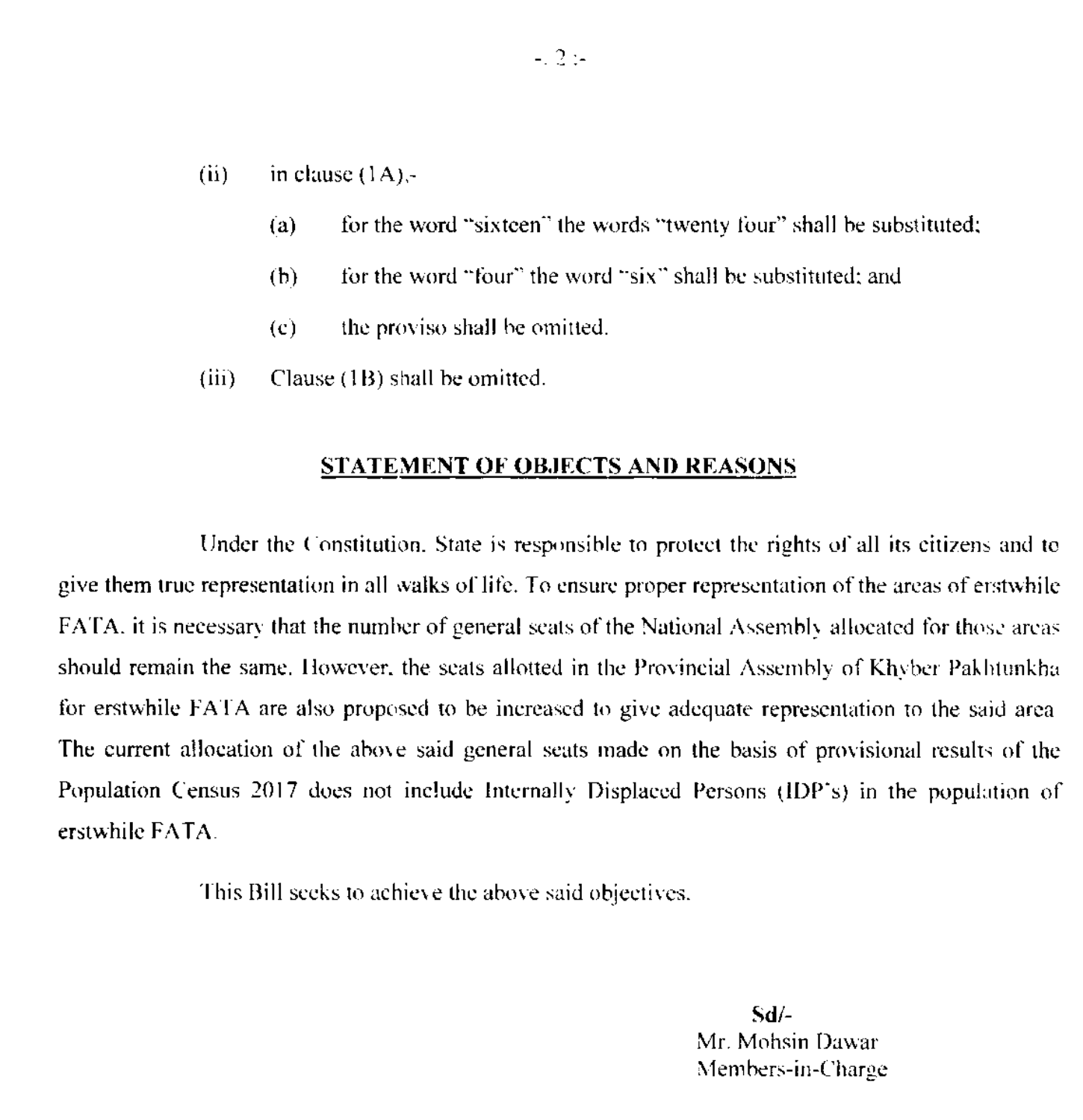(ii) in clause (1A),-

  (a) for the word "sixteen" the words "twenty four" shall be substituted;

  (b) for the word "four" the word "six" shall be substituted; and

  (c) the proviso shall be omitted.

(iii) Clause (1B) shall be omitted.

## STATEMENT OF OBJECTS AND REASONS

Under the Constitution. State is responsible to protect the rights of all its citizens and to give them true representation in all walks of life. To ensure proper representation of the areas of erstwhile FATA, it is necessary that the number of general seats of the National Assembly allocated for those areas should remain the same. However, the seats allotted in the Provincial Assembly of Khyber Pakhtunkha for erstwhile FATA are also proposed to be increased to give adequate representation to the said area. The current allocation of the above said general seats made on the basis of provisional results of the Population Census 2017 does not include Internally Displaced Persons (IDP's) in the population of erstwhile FATA.

This Bill seeks to achieve the above said objectives.

**Sd/-**
Mr. Mohsin Dawar
Members-in-Charge